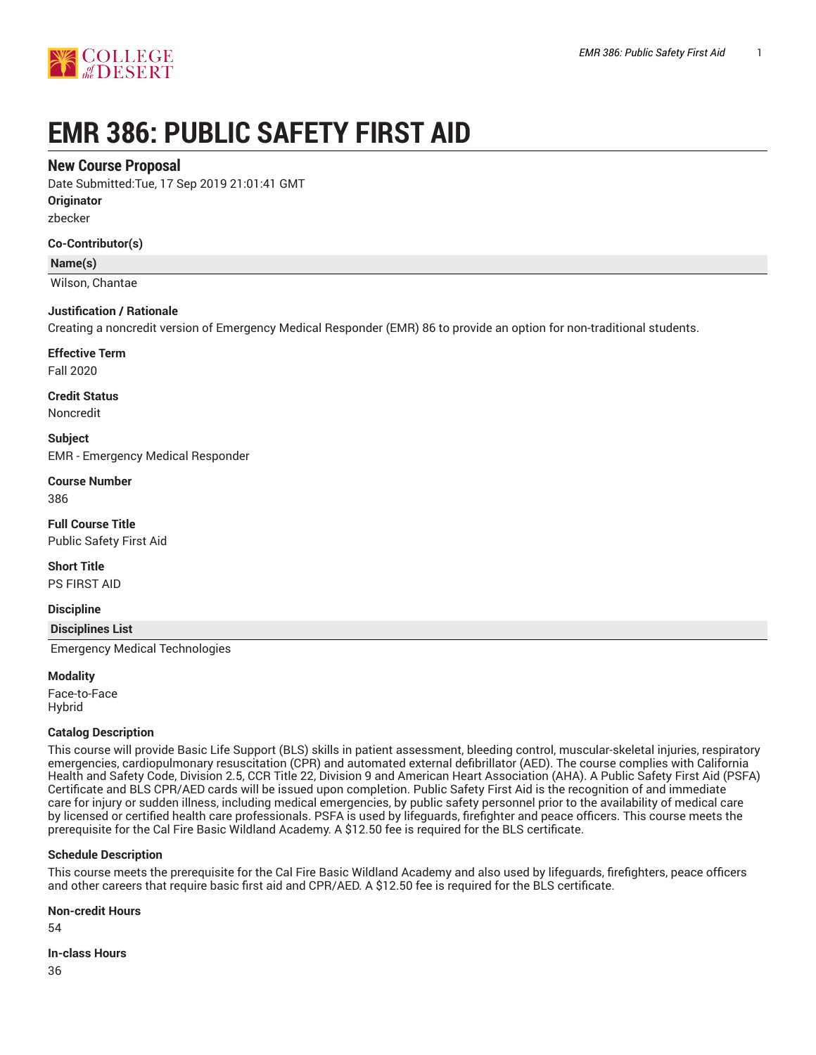# EMR 386: PUBLIC SAFETY FIRST AID

## New Course Proposal

Date Submitted:Tue, 17 Sep 2019 21:01:41 GMT

**Originator**

zbecker

**Co-Contributor(s)**

| Name(s) |
| --- |
| Wilson, Chantae |

**Justification / Rationale**

Creating a noncredit version of Emergency Medical Responder (EMR) 86 to provide an option for non-traditional students.

**Effective Term**

Fall 2020

**Credit Status**

Noncredit

**Subject**

EMR - Emergency Medical Responder

**Course Number**

386

**Full Course Title**

Public Safety First Aid

**Short Title**

PS FIRST AID

**Discipline**

| Disciplines List |
| --- |
| Emergency Medical Technologies |

**Modality**

Face-to-Face
Hybrid

**Catalog Description**

This course will provide Basic Life Support (BLS) skills in patient assessment, bleeding control, muscular-skeletal injuries, respiratory emergencies, cardiopulmonary resuscitation (CPR) and automated external defibrillator (AED). The course complies with California Health and Safety Code, Division 2.5, CCR Title 22, Division 9 and American Heart Association (AHA). A Public Safety First Aid (PSFA) Certificate and BLS CPR/AED cards will be issued upon completion. Public Safety First Aid is the recognition of and immediate care for injury or sudden illness, including medical emergencies, by public safety personnel prior to the availability of medical care by licensed or certified health care professionals. PSFA is used by lifeguards, firefighter and peace officers. This course meets the prerequisite for the Cal Fire Basic Wildland Academy. A $12.50 fee is required for the BLS certificate.

**Schedule Description**

This course meets the prerequisite for the Cal Fire Basic Wildland Academy and also used by lifeguards, firefighters, peace officers and other careers that require basic first aid and CPR/AED. A $12.50 fee is required for the BLS certificate.

**Non-credit Hours**

54

**In-class Hours**

36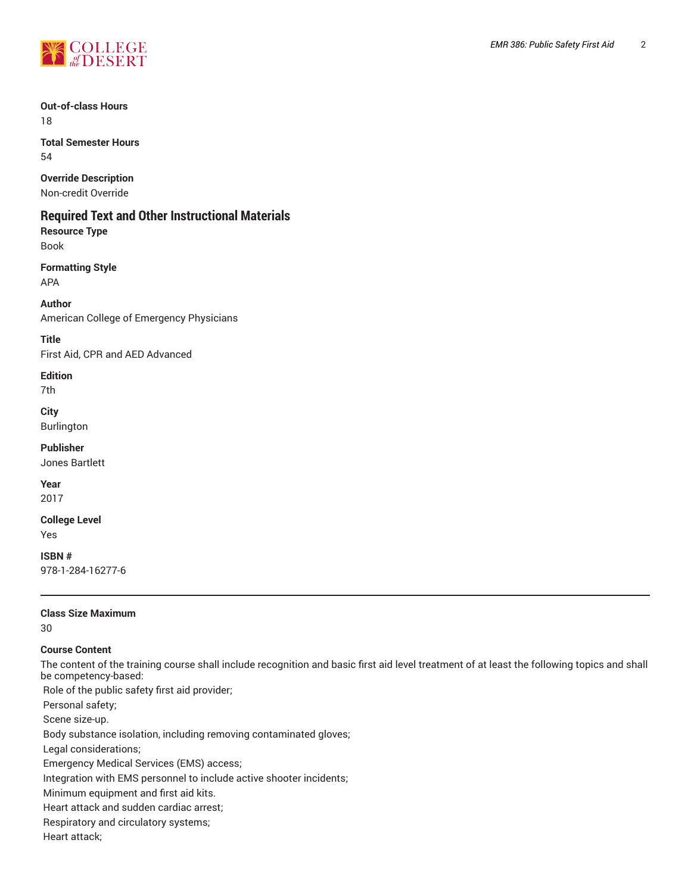**Out-of-class Hours**
18

**Total Semester Hours**
54

**Override Description**
Non-credit Override

## Required Text and Other Instructional Materials

**Resource Type**
Book

**Formatting Style**
APA

**Author**
American College of Emergency Physicians

**Title**
First Aid, CPR and AED Advanced

**Edition**
7th

**City**
Burlington

**Publisher**
Jones Bartlett

**Year**
2017

**College Level**
Yes

**ISBN #**
978-1-284-16277-6

---

**Class Size Maximum**
30

**Course Content**
The content of the training course shall include recognition and basic first aid level treatment of at least the following topics and shall be competency-based:
Role of the public safety first aid provider;
Personal safety;
Scene size-up.
Body substance isolation, including removing contaminated gloves;
Legal considerations;
Emergency Medical Services (EMS) access;
Integration with EMS personnel to include active shooter incidents;
Minimum equipment and first aid kits.
Heart attack and sudden cardiac arrest;
Respiratory and circulatory systems;
Heart attack;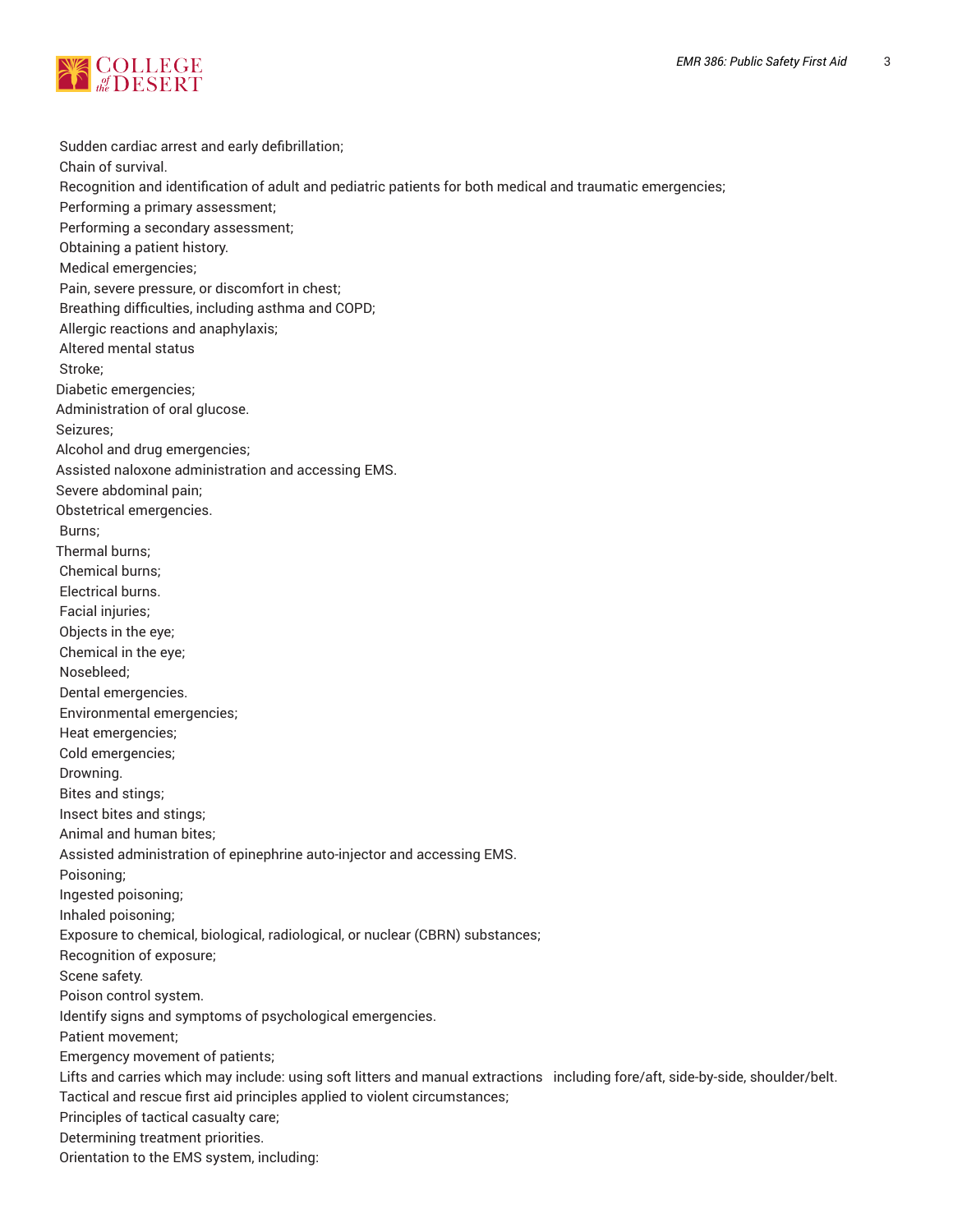Sudden cardiac arrest and early defibrillation;
Chain of survival.
Recognition and identification of adult and pediatric patients for both medical and traumatic emergencies;
Performing a primary assessment;
Performing a secondary assessment;
Obtaining a patient history.
Medical emergencies;
Pain, severe pressure, or discomfort in chest;
Breathing difficulties, including asthma and COPD;
Allergic reactions and anaphylaxis;
Altered mental status
Stroke;
Diabetic emergencies;
Administration of oral glucose.
Seizures;
Alcohol and drug emergencies;
Assisted naloxone administration and accessing EMS.
Severe abdominal pain;
Obstetrical emergencies.
Burns;
Thermal burns;
Chemical burns;
Electrical burns.
Facial injuries;
Objects in the eye;
Chemical in the eye;
Nosebleed;
Dental emergencies.
Environmental emergencies;
Heat emergencies;
Cold emergencies;
Drowning.
Bites and stings;
Insect bites and stings;
Animal and human bites;
Assisted administration of epinephrine auto-injector and accessing EMS.
Poisoning;
Ingested poisoning;
Inhaled poisoning;
Exposure to chemical, biological, radiological, or nuclear (CBRN) substances;
Recognition of exposure;
Scene safety.
Poison control system.
Identify signs and symptoms of psychological emergencies.
Patient movement;
Emergency movement of patients;
Lifts and carries which may include: using soft litters and manual extractions including fore/aft, side-by-side, shoulder/belt.
Tactical and rescue first aid principles applied to violent circumstances;
Principles of tactical casualty care;
Determining treatment priorities.
Orientation to the EMS system, including: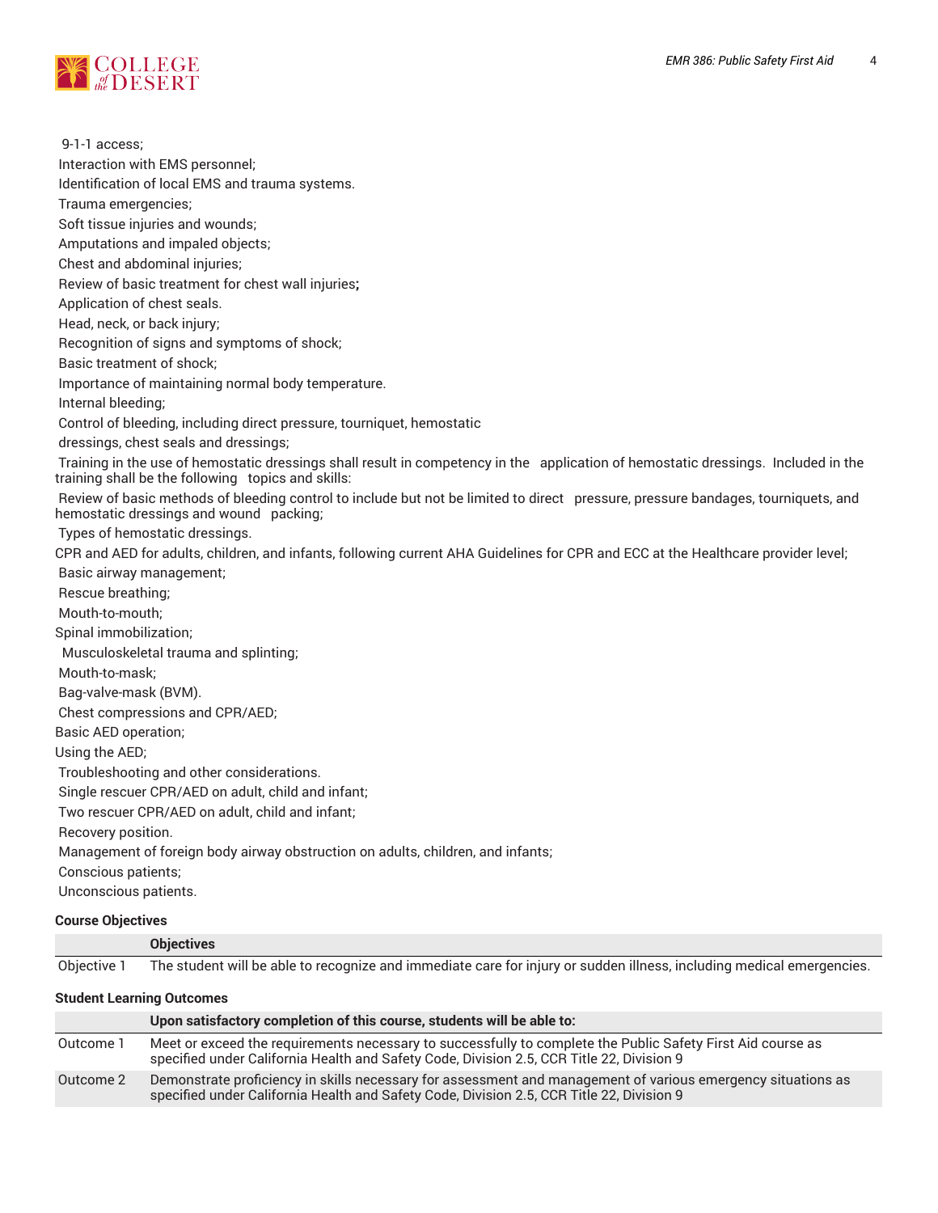9-1-1 access;

Interaction with EMS personnel;

Identification of local EMS and trauma systems.

Trauma emergencies;

Soft tissue injuries and wounds;

Amputations and impaled objects;

Chest and abdominal injuries;

Review of basic treatment for chest wall injuries**;**

Application of chest seals.

Head, neck, or back injury;

Recognition of signs and symptoms of shock;

Basic treatment of shock;

Importance of maintaining normal body temperature.

Internal bleeding;

Control of bleeding, including direct pressure, tourniquet, hemostatic dressings, chest seals and dressings;

Training in the use of hemostatic dressings shall result in competency in the application of hemostatic dressings. Included in the training shall be the following topics and skills:

Review of basic methods of bleeding control to include but not be limited to direct pressure, pressure bandages, tourniquets, and hemostatic dressings and wound packing;

Types of hemostatic dressings.

CPR and AED for adults, children, and infants, following current AHA Guidelines for CPR and ECC at the Healthcare provider level;

Basic airway management;

Rescue breathing;

Mouth-to-mouth;

Spinal immobilization;

Musculoskeletal trauma and splinting;

Mouth-to-mask;

Bag-valve-mask (BVM).

Chest compressions and CPR/AED;

Basic AED operation;

Using the AED;

Troubleshooting and other considerations.

Single rescuer CPR/AED on adult, child and infant;

Two rescuer CPR/AED on adult, child and infant;

Recovery position.

Management of foreign body airway obstruction on adults, children, and infants;

Conscious patients;

Unconscious patients.

**Course Objectives**

| | Objectives |
|---|---|
| Objective 1 | The student will be able to recognize and immediate care for injury or sudden illness, including medical emergencies. |

**Student Learning Outcomes**

| | Upon satisfactory completion of this course, students will be able to: |
|---|---|
| Outcome 1 | Meet or exceed the requirements necessary to successfully to complete the Public Safety First Aid course as specified under California Health and Safety Code, Division 2.5, CCR Title 22, Division 9 |
| Outcome 2 | Demonstrate proficiency in skills necessary for assessment and management of various emergency situations as specified under California Health and Safety Code, Division 2.5, CCR Title 22, Division 9 |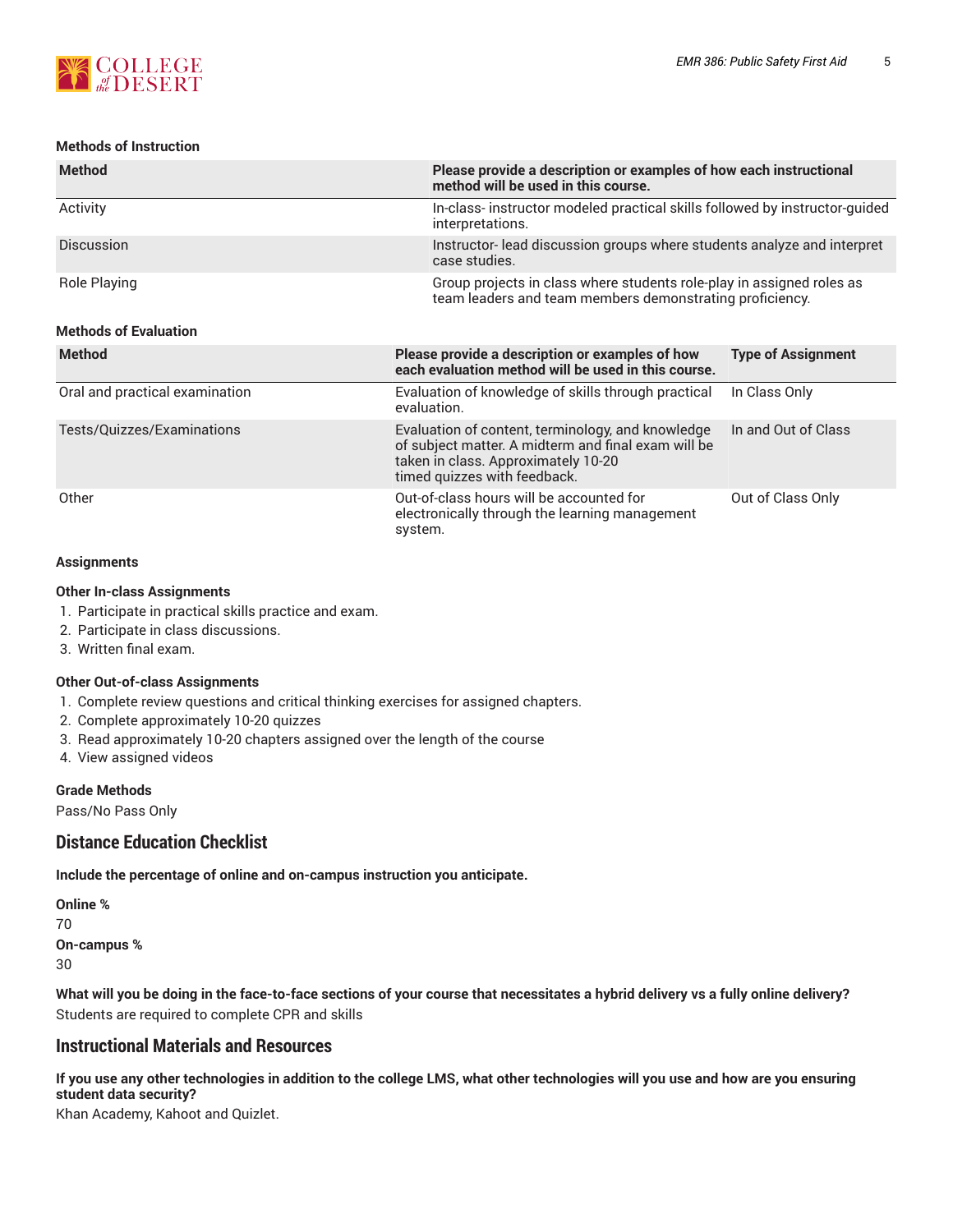#### Methods of Instruction

| Method | Please provide a description or examples of how each instructional method will be used in this course. |
|---|---|
| Activity | In-class- instructor modeled practical skills followed by instructor-guided interpretations. |
| Discussion | Instructor- lead discussion groups where students analyze and interpret case studies. |
| Role Playing | Group projects in class where students role-play in assigned roles as team leaders and team members demonstrating proficiency. |

#### Methods of Evaluation

| Method | Please provide a description or examples of how each evaluation method will be used in this course. | Type of Assignment |
|---|---|---|
| Oral and practical examination | Evaluation of knowledge of skills through practical evaluation. | In Class Only |
| Tests/Quizzes/Examinations | Evaluation of content, terminology, and knowledge of subject matter. A midterm and final exam will be taken in class. Approximately 10-20 timed quizzes with feedback. | In and Out of Class |
| Other | Out-of-class hours will be accounted for electronically through the learning management system. | Out of Class Only |

#### Assignments

**Other In-class Assignments**

1. Participate in practical skills practice and exam.
2. Participate in class discussions.
3. Written final exam.

**Other Out-of-class Assignments**

1. Complete review questions and critical thinking exercises for assigned chapters.
2. Complete approximately 10-20 quizzes
3. Read approximately 10-20 chapters assigned over the length of the course
4. View assigned videos

#### Grade Methods

Pass/No Pass Only

## Distance Education Checklist

**Include the percentage of online and on-campus instruction you anticipate.**

**Online %**
70
**On-campus %**
30

**What will you be doing in the face-to-face sections of your course that necessitates a hybrid delivery vs a fully online delivery?**
Students are required to complete CPR and skills

## Instructional Materials and Resources

**If you use any other technologies in addition to the college LMS, what other technologies will you use and how are you ensuring student data security?**
Khan Academy, Kahoot and Quizlet.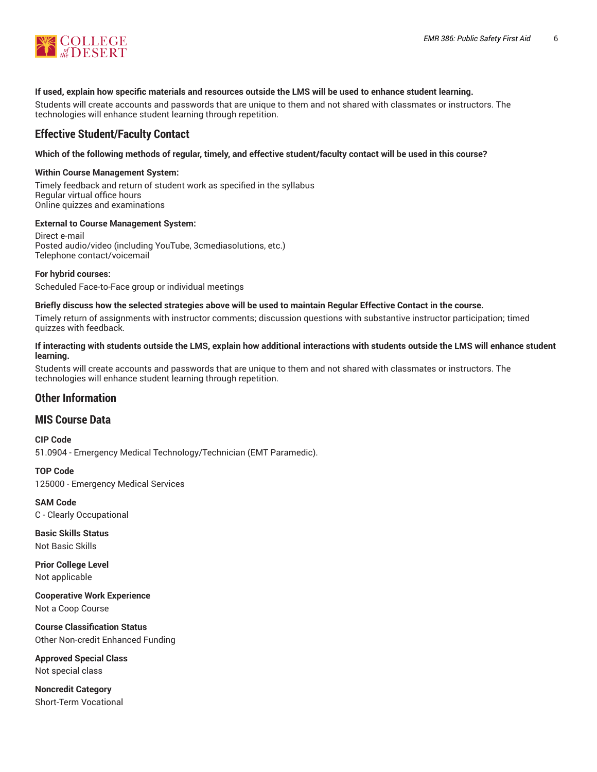**If used, explain how specific materials and resources outside the LMS will be used to enhance student learning.**

Students will create accounts and passwords that are unique to them and not shared with classmates or instructors. The technologies will enhance student learning through repetition.

## Effective Student/Faculty Contact

**Which of the following methods of regular, timely, and effective student/faculty contact will be used in this course?**

**Within Course Management System:**

Timely feedback and return of student work as specified in the syllabus
Regular virtual office hours
Online quizzes and examinations

**External to Course Management System:**

Direct e-mail
Posted audio/video (including YouTube, 3cmediasolutions, etc.)
Telephone contact/voicemail

**For hybrid courses:**

Scheduled Face-to-Face group or individual meetings

**Briefly discuss how the selected strategies above will be used to maintain Regular Effective Contact in the course.**

Timely return of assignments with instructor comments; discussion questions with substantive instructor participation; timed quizzes with feedback.

**If interacting with students outside the LMS, explain how additional interactions with students outside the LMS will enhance student learning.**

Students will create accounts and passwords that are unique to them and not shared with classmates or instructors. The technologies will enhance student learning through repetition.

## Other Information

## MIS Course Data

**CIP Code**
51.0904 - Emergency Medical Technology/Technician (EMT Paramedic).

**TOP Code**
125000 - Emergency Medical Services

**SAM Code**
C - Clearly Occupational

**Basic Skills Status**
Not Basic Skills

**Prior College Level**
Not applicable

**Cooperative Work Experience**
Not a Coop Course

**Course Classification Status**
Other Non-credit Enhanced Funding

**Approved Special Class**
Not special class

**Noncredit Category**
Short-Term Vocational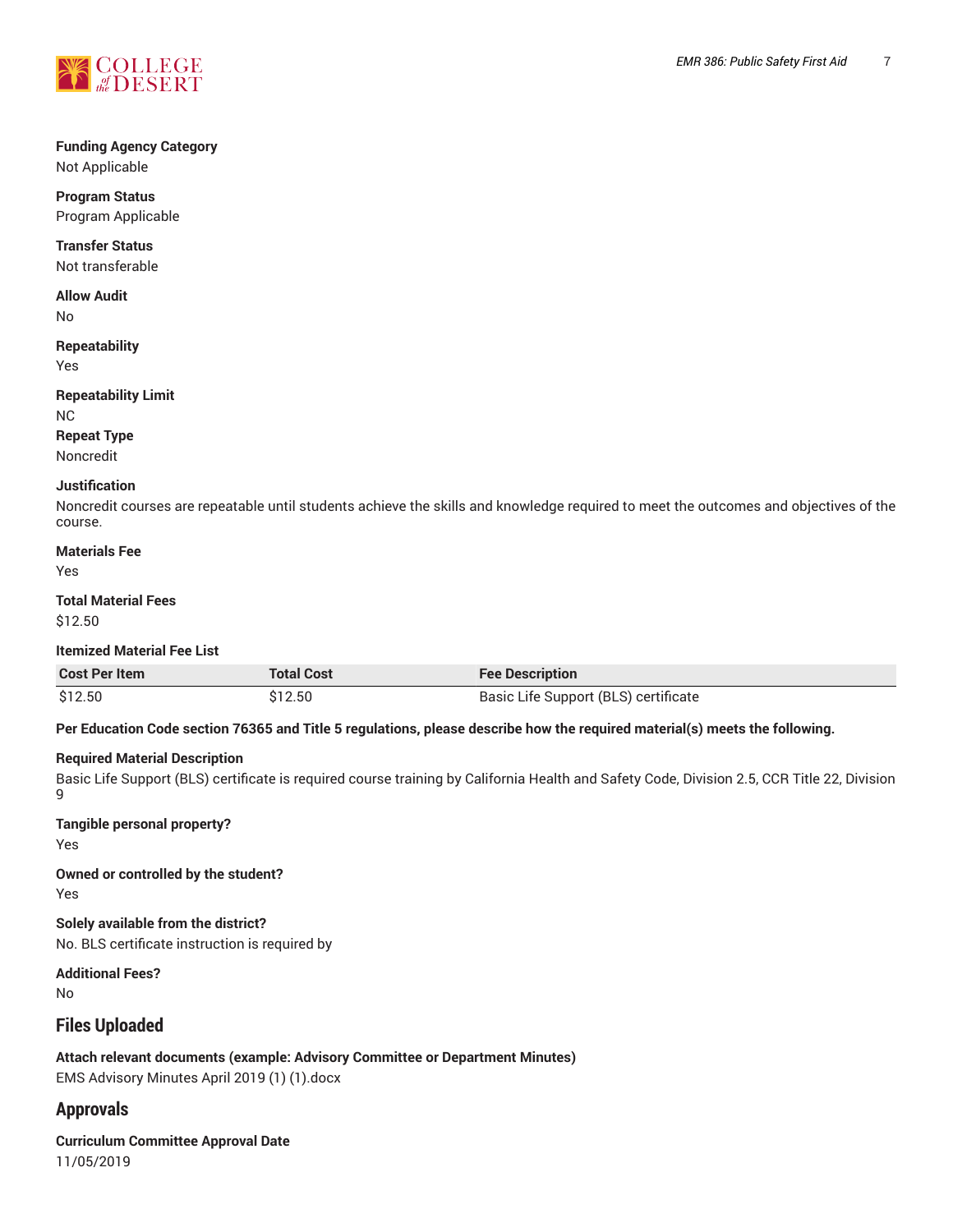**Funding Agency Category**
Not Applicable

**Program Status**
Program Applicable

**Transfer Status**
Not transferable

**Allow Audit**
No

**Repeatability**
Yes

**Repeatability Limit**
NC

**Repeat Type**
Noncredit

**Justification**
Noncredit courses are repeatable until students achieve the skills and knowledge required to meet the outcomes and objectives of the course.

**Materials Fee**
Yes

**Total Material Fees**
$12.50

**Itemized Material Fee List**

| Cost Per Item | Total Cost | Fee Description |
| --- | --- | --- |
| $12.50 | $12.50 | Basic Life Support (BLS) certificate |

**Per Education Code section 76365 and Title 5 regulations, please describe how the required material(s) meets the following.**

**Required Material Description**
Basic Life Support (BLS) certificate is required course training by California Health and Safety Code, Division 2.5, CCR Title 22, Division 9

**Tangible personal property?**
Yes

**Owned or controlled by the student?**
Yes

**Solely available from the district?**
No. BLS certificate instruction is required by

**Additional Fees?**
No

## Files Uploaded

**Attach relevant documents (example: Advisory Committee or Department Minutes)**
EMS Advisory Minutes April 2019 (1) (1).docx

## Approvals

**Curriculum Committee Approval Date**
11/05/2019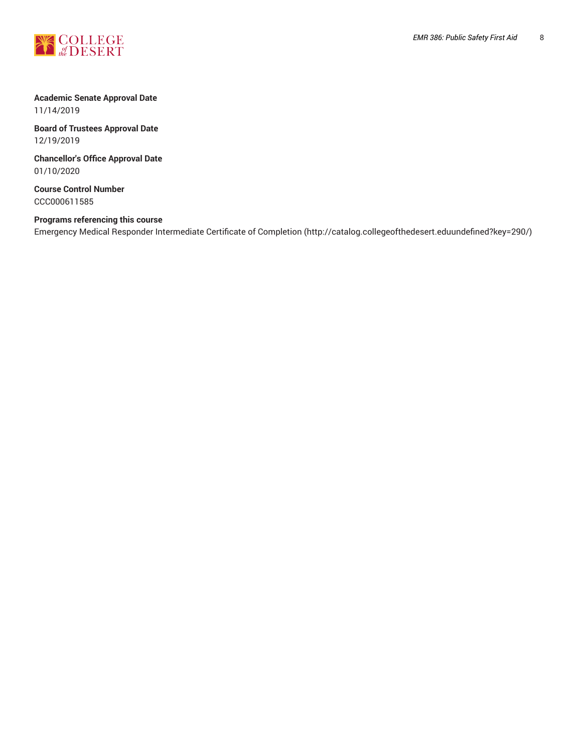**Academic Senate Approval Date**
11/14/2019

**Board of Trustees Approval Date**
12/19/2019

**Chancellor's Office Approval Date**
01/10/2020

**Course Control Number**
CCC000611585

**Programs referencing this course**
Emergency Medical Responder Intermediate Certificate of Completion (http://catalog.collegeofthedesert.eduundefined?key=290/)